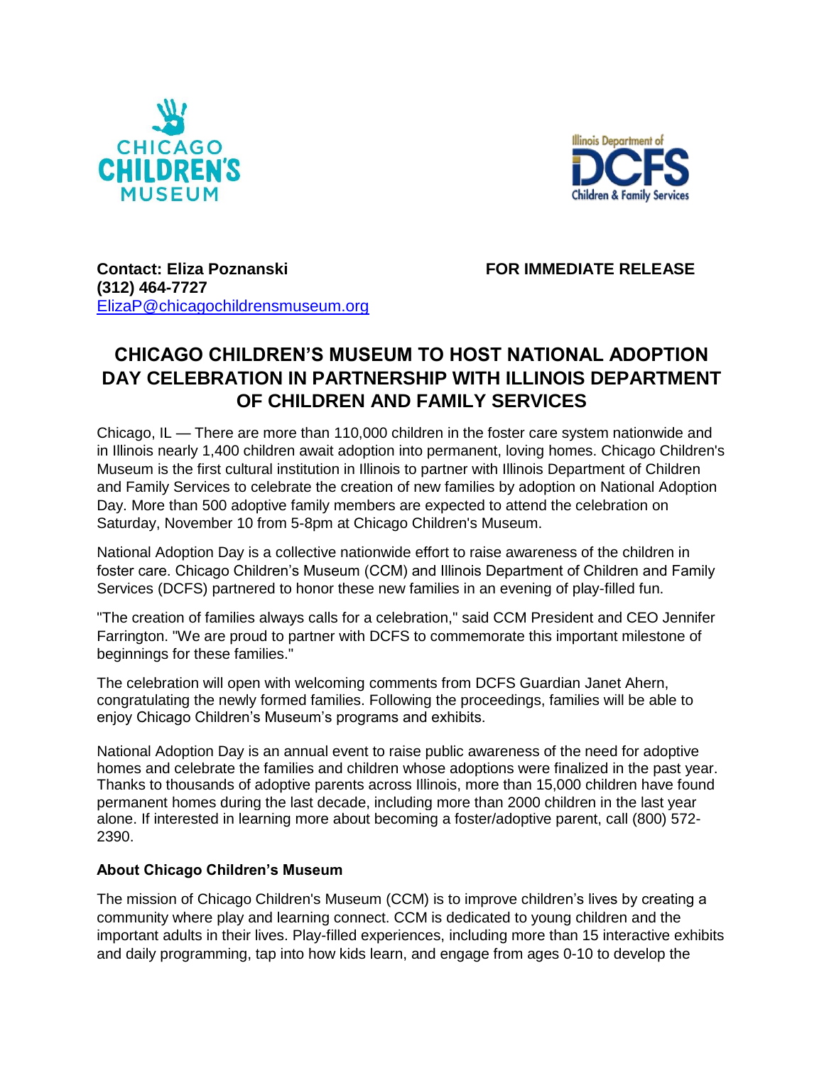**Contact: Eliza Poznanski**
**(312) 464-7727**
[ElizaP@chicagochildrensmuseum.org](mailto:ElizaP@chicagochildrensmuseum.org)

**FOR IMMEDIATE RELEASE**

# CHICAGO CHILDREN'S MUSEUM TO HOST NATIONAL ADOPTION DAY CELEBRATION IN PARTNERSHIP WITH ILLINOIS DEPARTMENT OF CHILDREN AND FAMILY SERVICES

Chicago, IL — There are more than 110,000 children in the foster care system nationwide and in Illinois nearly 1,400 children await adoption into permanent, loving homes. Chicago Children's Museum is the first cultural institution in Illinois to partner with Illinois Department of Children and Family Services to celebrate the creation of new families by adoption on National Adoption Day. More than 500 adoptive family members are expected to attend the celebration on Saturday, November 10 from 5-8pm at Chicago Children's Museum.

National Adoption Day is a collective nationwide effort to raise awareness of the children in foster care. Chicago Children's Museum (CCM) and Illinois Department of Children and Family Services (DCFS) partnered to honor these new families in an evening of play-filled fun.

"The creation of families always calls for a celebration," said CCM President and CEO Jennifer Farrington. "We are proud to partner with DCFS to commemorate this important milestone of beginnings for these families."

The celebration will open with welcoming comments from DCFS Guardian Janet Ahern, congratulating the newly formed families. Following the proceedings, families will be able to enjoy Chicago Children's Museum's programs and exhibits.

National Adoption Day is an annual event to raise public awareness of the need for adoptive homes and celebrate the families and children whose adoptions were finalized in the past year. Thanks to thousands of adoptive parents across Illinois, more than 15,000 children have found permanent homes during the last decade, including more than 2000 children in the last year alone. If interested in learning more about becoming a foster/adoptive parent, call (800) 572-2390.

### About Chicago Children's Museum

The mission of Chicago Children's Museum (CCM) is to improve children's lives by creating a community where play and learning connect. CCM is dedicated to young children and the important adults in their lives. Play-filled experiences, including more than 15 interactive exhibits and daily programming, tap into how kids learn, and engage from ages 0-10 to develop the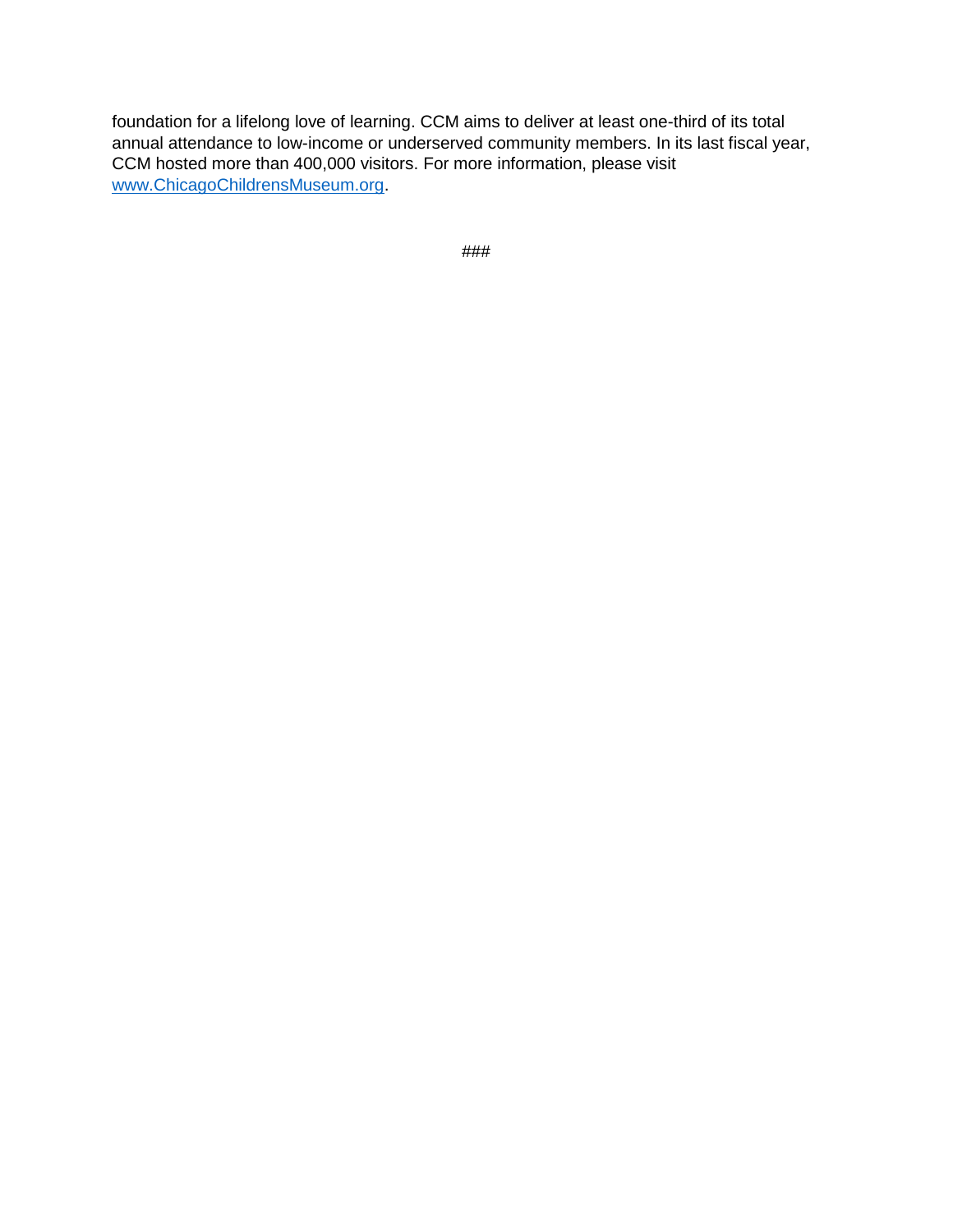foundation for a lifelong love of learning. CCM aims to deliver at least one-third of its total annual attendance to low-income or underserved community members. In its last fiscal year, CCM hosted more than 400,000 visitors. For more information, please visit www.ChicagoChildrensMuseum.org.

###